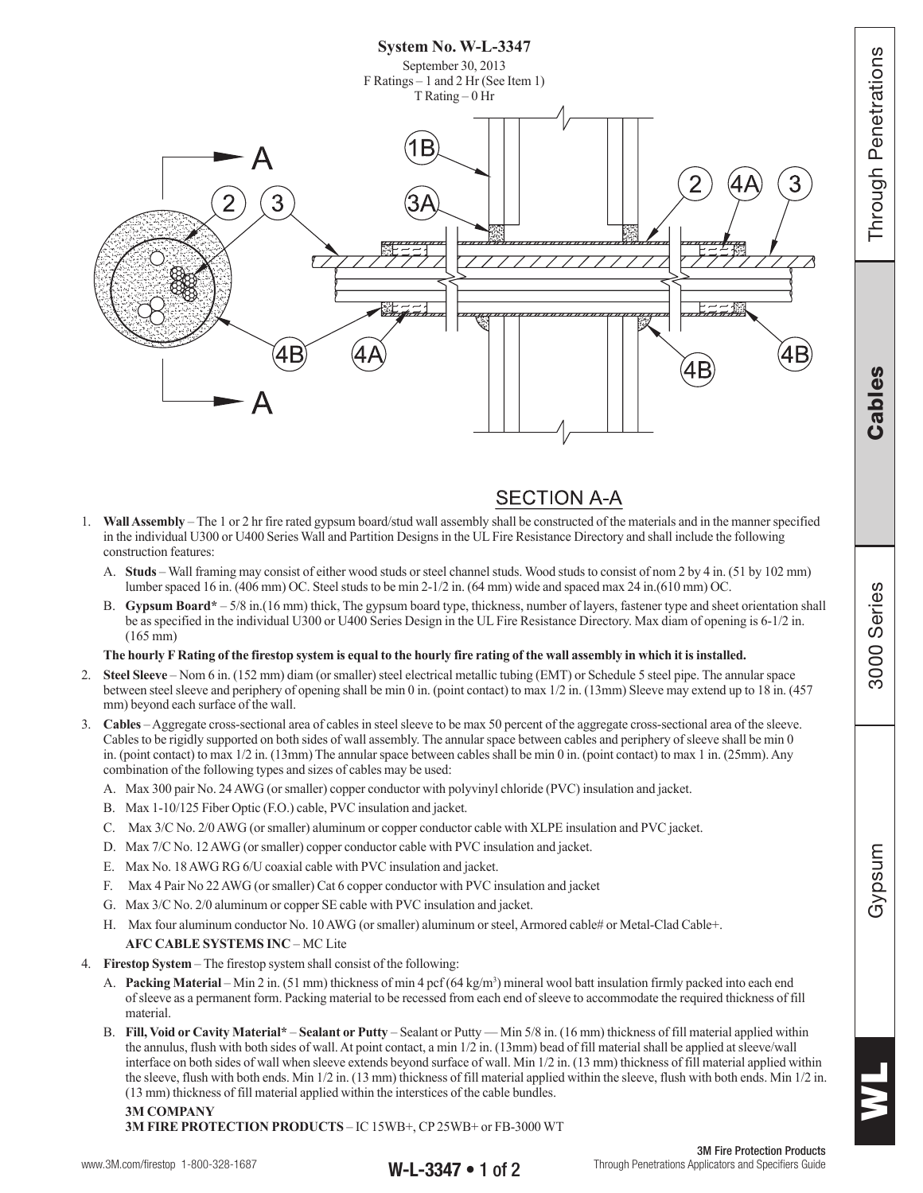# System No. W-L-3347

September 30, 2013

F Ratings – 1 and 2 Hr (See Item 1)

T Rating – 0 Hr

SECTION A-A

1. **Wall Assembly** – The 1 or 2 hr fire rated gypsum board/stud wall assembly shall be constructed of the materials and in the manner specified in the individual U300 or U400 Series Wall and Partition Designs in the UL Fire Resistance Directory and shall include the following construction features:

   A. **Studs** – Wall framing may consist of either wood studs or steel channel studs. Wood studs to consist of nom 2 by 4 in. (51 by 102 mm) lumber spaced 16 in. (406 mm) OC. Steel studs to be min 2-1/2 in. (64 mm) wide and spaced max 24 in.(610 mm) OC.

   B. **Gypsum Board*** – 5/8 in.(16 mm) thick, The gypsum board type, thickness, number of layers, fastener type and sheet orientation shall be as specified in the individual U300 or U400 Series Design in the UL Fire Resistance Directory. Max diam of opening is 6-1/2 in. (165 mm)

   **The hourly F Rating of the firestop system is equal to the hourly fire rating of the wall assembly in which it is installed.**

2. **Steel Sleeve** – Nom 6 in. (152 mm) diam (or smaller) steel electrical metallic tubing (EMT) or Schedule 5 steel pipe. The annular space between steel sleeve and periphery of opening shall be min 0 in. (point contact) to max 1/2 in. (13mm) Sleeve may extend up to 18 in. (457 mm) beyond each surface of the wall.

3. **Cables** – Aggregate cross-sectional area of cables in steel sleeve to be max 50 percent of the aggregate cross-sectional area of the sleeve. Cables to be rigidly supported on both sides of wall assembly. The annular space between cables and periphery of sleeve shall be min 0 in. (point contact) to max 1/2 in. (13mm) The annular space between cables shall be min 0 in. (point contact) to max 1 in. (25mm). Any combination of the following types and sizes of cables may be used:

   A. Max 300 pair No. 24 AWG (or smaller) copper conductor with polyvinyl chloride (PVC) insulation and jacket.

   B. Max 1-10/125 Fiber Optic (F.O.) cable, PVC insulation and jacket.

   C. Max 3/C No. 2/0 AWG (or smaller) aluminum or copper conductor cable with XLPE insulation and PVC jacket.

   D. Max 7/C No. 12 AWG (or smaller) copper conductor cable with PVC insulation and jacket.

   E. Max No. 18 AWG RG 6/U coaxial cable with PVC insulation and jacket.

   F. Max 4 Pair No 22 AWG (or smaller) Cat 6 copper conductor with PVC insulation and jacket

   G. Max 3/C No. 2/0 aluminum or copper SE cable with PVC insulation and jacket.

   H. Max four aluminum conductor No. 10 AWG (or smaller) aluminum or steel, Armored cable# or Metal-Clad Cable+.

   **AFC CABLE SYSTEMS INC** – MC Lite

4. **Firestop System** – The firestop system shall consist of the following:

   A. **Packing Material** – Min 2 in. (51 mm) thickness of min 4 pcf (64 kg/m$^3$) mineral wool batt insulation firmly packed into each end of sleeve as a permanent form. Packing material to be recessed from each end of sleeve to accommodate the required thickness of fill material.

   B. **Fill, Void or Cavity Material*** – **Sealant or Putty** – Sealant or Putty — Min 5/8 in. (16 mm) thickness of fill material applied within the annulus, flush with both sides of wall. At point contact, a min 1/2 in. (13mm) bead of fill material shall be applied at sleeve/wall interface on both sides of wall when sleeve extends beyond surface of wall. Min 1/2 in. (13 mm) thickness of fill material applied within the sleeve, flush with both ends. Min 1/2 in. (13 mm) thickness of fill material applied within the sleeve, flush with both ends. Min 1/2 in. (13 mm) thickness of fill material applied within the interstices of the cable bundles.

   **3M COMPANY**

   **3M FIRE PROTECTION PRODUCTS** – IC 15WB+, CP 25WB+ or FB-3000 WT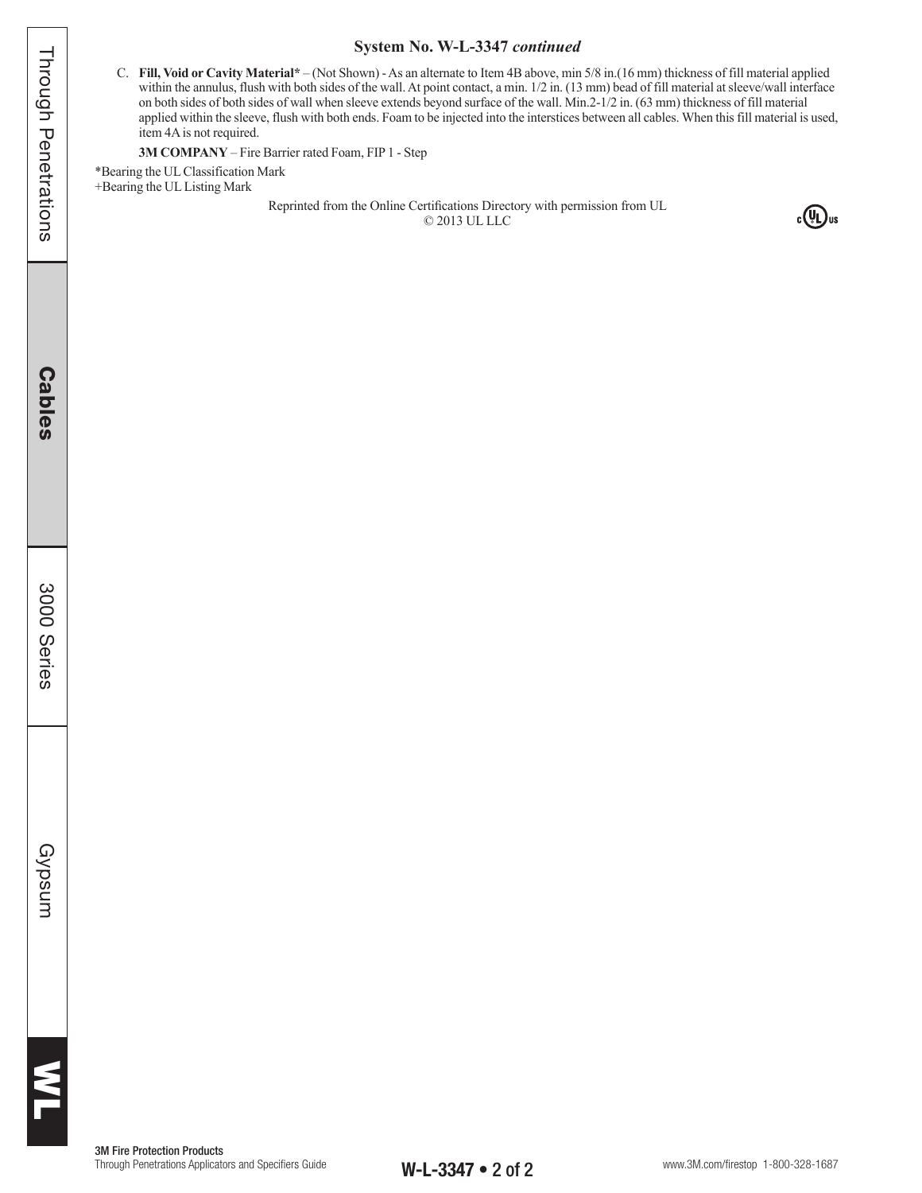**System No. W-L-3347** ***continued***

C. **Fill, Void or Cavity Material*** – (Not Shown) - As an alternate to Item 4B above, min 5/8 in.(16 mm) thickness of fill material applied within the annulus, flush with both sides of the wall. At point contact, a min. 1/2 in. (13 mm) bead of fill material at sleeve/wall interface on both sides of both sides of wall when sleeve extends beyond surface of the wall. Min.2-1/2 in. (63 mm) thickness of fill material applied within the sleeve, flush with both ends. Foam to be injected into the interstices between all cables. When this fill material is used, item 4A is not required.

**3M COMPANY** – Fire Barrier rated Foam, FIP 1 - Step

*Bearing the UL Classification Mark
+Bearing the UL Listing Mark

Reprinted from the Online Certifications Directory with permission from UL
© 2013 UL LLC